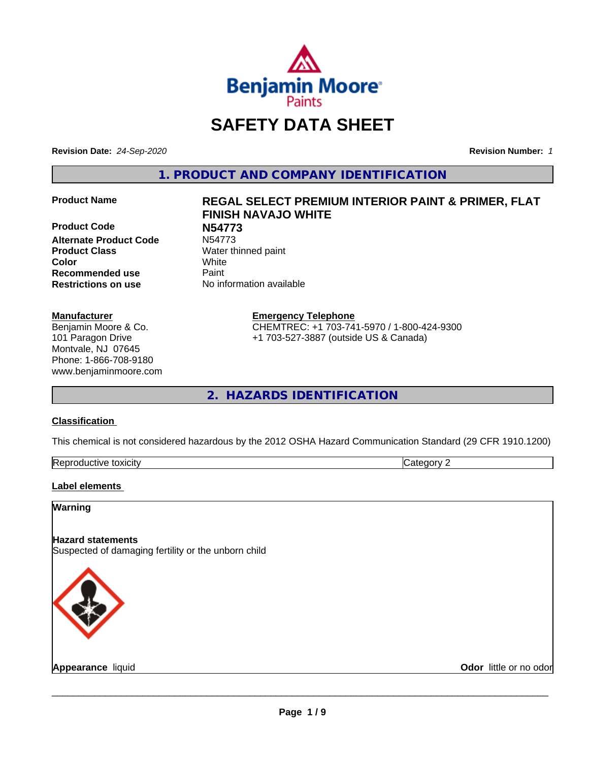# SAFETY DATA SHEET

**Revision Date:** *24-Sep-2020*

**Revision Number:** *1*

## 1. PRODUCT AND COMPANY IDENTIFICATION

| | |
|---|---|
| **Product Name** | **REGAL SELECT PREMIUM INTERIOR PAINT & PRIMER, FLAT FINISH NAVAJO WHITE** |
| **Product Code** | **N54773** |
| **Alternate Product Code** | N54773 |
| **Product Class** | Water thinned paint |
| **Color** | White |
| **Recommended use** | Paint |
| **Restrictions on use** | No information available |

**Manufacturer**
Benjamin Moore & Co.
101 Paragon Drive
Montvale, NJ 07645
Phone: 1-866-708-9180
www.benjaminmoore.com

**Emergency Telephone**
CHEMTREC: +1 703-741-5970 / 1-800-424-9300
+1 703-527-3887 (outside US & Canada)

## 2. HAZARDS IDENTIFICATION

**Classification**

This chemical is not considered hazardous by the 2012 OSHA Hazard Communication Standard (29 CFR 1910.1200)

| | |
|---|---|
| Reproductive toxicity | Category 2 |

**Label elements**

**Warning**

**Hazard statements**
Suspected of damaging fertility or the unborn child

**Appearance** liquid

**Odor** little or no odor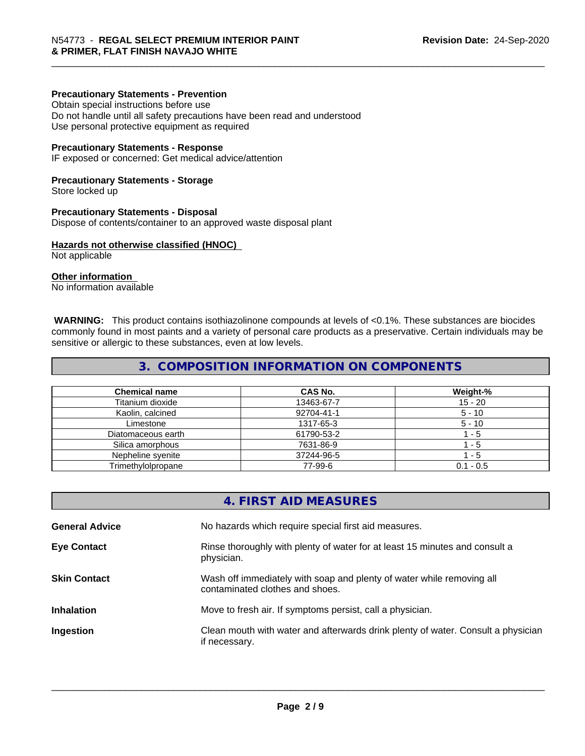**Precautionary Statements - Prevention**
Obtain special instructions before use
Do not handle until all safety precautions have been read and understood
Use personal protective equipment as required

**Precautionary Statements - Response**
IF exposed or concerned: Get medical advice/attention

**Precautionary Statements - Storage**
Store locked up

**Precautionary Statements - Disposal**
Dispose of contents/container to an approved waste disposal plant

**Hazards not otherwise classified (HNOC)**
Not applicable

**Other information**
No information available

**WARNING:** This product contains isothiazolinone compounds at levels of <0.1%. These substances are biocides commonly found in most paints and a variety of personal care products as a preservative. Certain individuals may be sensitive or allergic to these substances, even at low levels.

## 3. COMPOSITION INFORMATION ON COMPONENTS

| Chemical name | CAS No. | Weight-% |
|---|---|---|
| Titanium dioxide | 13463-67-7 | 15 - 20 |
| Kaolin, calcined | 92704-41-1 | 5 - 10 |
| Limestone | 1317-65-3 | 5 - 10 |
| Diatomaceous earth | 61790-53-2 | 1 - 5 |
| Silica amorphous | 7631-86-9 | 1 - 5 |
| Nepheline syenite | 37244-96-5 | 1 - 5 |
| Trimethylolpropane | 77-99-6 | 0.1 - 0.5 |

## 4. FIRST AID MEASURES

**General Advice** No hazards which require special first aid measures.

**Eye Contact** Rinse thoroughly with plenty of water for at least 15 minutes and consult a physician.

**Skin Contact** Wash off immediately with soap and plenty of water while removing all contaminated clothes and shoes.

**Inhalation** Move to fresh air. If symptoms persist, call a physician.

**Ingestion** Clean mouth with water and afterwards drink plenty of water. Consult a physician if necessary.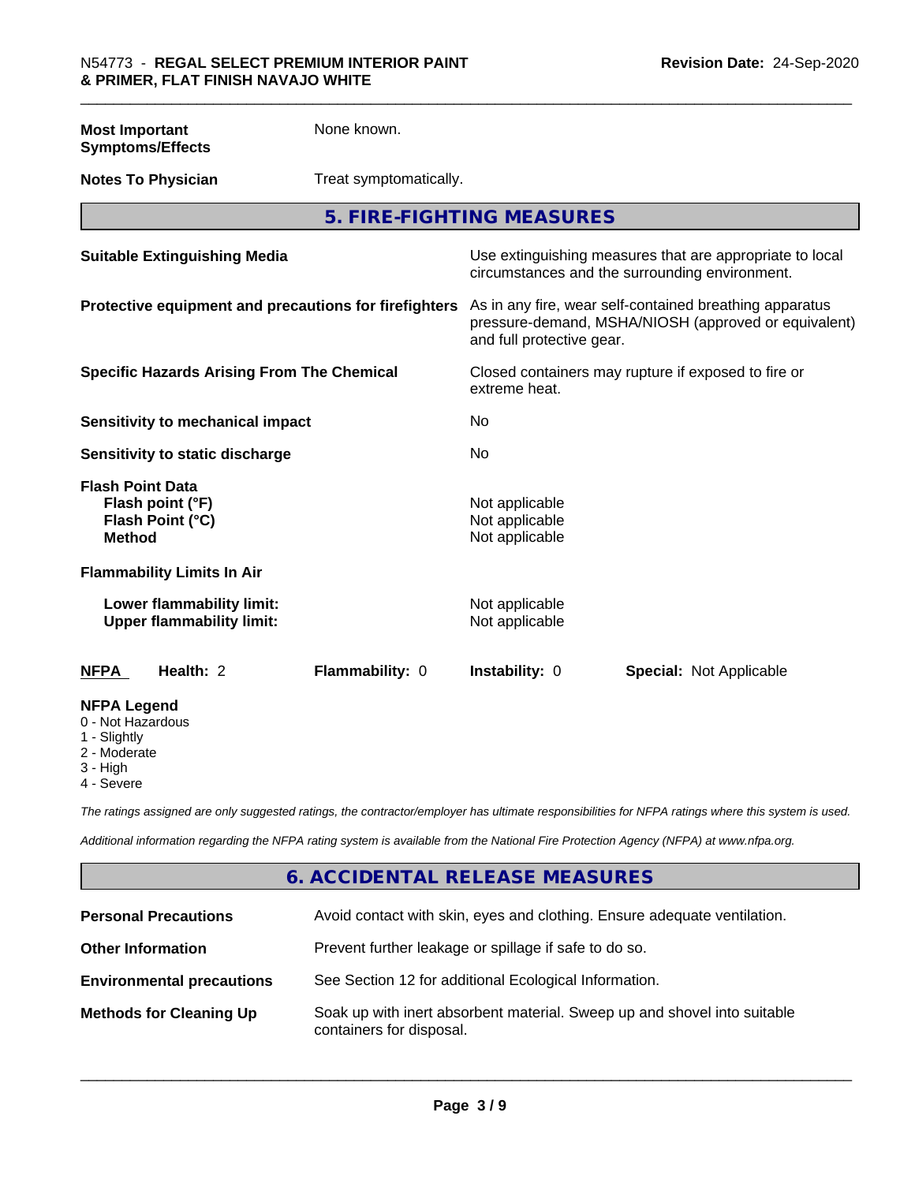| | |
|---|---|
| **Most Important Symptoms/Effects** | None known. |
| **Notes To Physician** | Treat symptomatically. |

## 5. FIRE-FIGHTING MEASURES

| | |
|---|---|
| **Suitable Extinguishing Media** | Use extinguishing measures that are appropriate to local circumstances and the surrounding environment. |
| **Protective equipment and precautions for firefighters** | As in any fire, wear self-contained breathing apparatus pressure-demand, MSHA/NIOSH (approved or equivalent) and full protective gear. |
| **Specific Hazards Arising From The Chemical** | Closed containers may rupture if exposed to fire or extreme heat. |
| **Sensitivity to mechanical impact** | No |
| **Sensitivity to static discharge** | No |

**Flash Point Data**

| | |
|---|---|
| **Flash point (°F)** | Not applicable |
| **Flash Point (°C)** | Not applicable |
| **Method** | Not applicable |

**Flammability Limits In Air**

| | |
|---|---|
| **Lower flammability limit:** | Not applicable |
| **Upper flammability limit:** | Not applicable |

| | | | | |
|---|---|---|---|---|
| **NFPA** | **Health:** 2 | **Flammability:** 0 | **Instability:** 0 | **Special:** Not Applicable |

**NFPA Legend**
- 0 - Not Hazardous
- 1 - Slightly
- 2 - Moderate
- 3 - High
- 4 - Severe

*The ratings assigned are only suggested ratings, the contractor/employer has ultimate responsibilities for NFPA ratings where this system is used.*

*Additional information regarding the NFPA rating system is available from the National Fire Protection Agency (NFPA) at www.nfpa.org.*

## 6. ACCIDENTAL RELEASE MEASURES

| | |
|---|---|
| **Personal Precautions** | Avoid contact with skin, eyes and clothing. Ensure adequate ventilation. |
| **Other Information** | Prevent further leakage or spillage if safe to do so. |
| **Environmental precautions** | See Section 12 for additional Ecological Information. |
| **Methods for Cleaning Up** | Soak up with inert absorbent material. Sweep up and shovel into suitable containers for disposal. |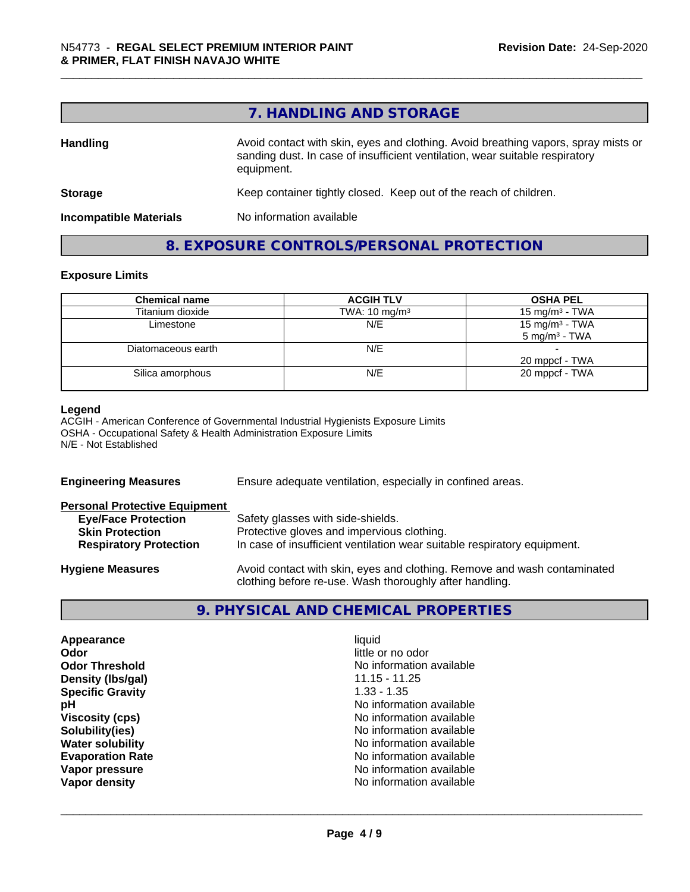## 7. HANDLING AND STORAGE

| | |
|---|---|
| **Handling** | Avoid contact with skin, eyes and clothing. Avoid breathing vapors, spray mists or sanding dust. In case of insufficient ventilation, wear suitable respiratory equipment. |
| **Storage** | Keep container tightly closed. Keep out of the reach of children. |
| **Incompatible Materials** | No information available |

## 8. EXPOSURE CONTROLS/PERSONAL PROTECTION

### Exposure Limits

| Chemical name | ACGIH TLV | OSHA PEL |
|---|---|---|
| Titanium dioxide | TWA: 10 mg/m³ | 15 mg/m³ - TWA |
| Limestone | N/E | 15 mg/m³ - TWA<br>5 mg/m³ - TWA |
| Diatomaceous earth | N/E | -<br>20 mppcf - TWA |
| Silica amorphous | N/E | 20 mppcf - TWA |

**Legend**
ACGIH - American Conference of Governmental Industrial Hygienists Exposure Limits
OSHA - Occupational Safety & Health Administration Exposure Limits
N/E - Not Established

**Engineering Measures** Ensure adequate ventilation, especially in confined areas.

**Personal Protective Equipment**

| | |
|---|---|
| **Eye/Face Protection** | Safety glasses with side-shields. |
| **Skin Protection** | Protective gloves and impervious clothing. |
| **Respiratory Protection** | In case of insufficient ventilation wear suitable respiratory equipment. |

**Hygiene Measures** Avoid contact with skin, eyes and clothing. Remove and wash contaminated clothing before re-use. Wash thoroughly after handling.

## 9. PHYSICAL AND CHEMICAL PROPERTIES

| | |
|---|---|
| **Appearance** | liquid |
| **Odor** | little or no odor |
| **Odor Threshold** | No information available |
| **Density (lbs/gal)** | 11.15 - 11.25 |
| **Specific Gravity** | 1.33 - 1.35 |
| **pH** | No information available |
| **Viscosity (cps)** | No information available |
| **Solubility(ies)** | No information available |
| **Water solubility** | No information available |
| **Evaporation Rate** | No information available |
| **Vapor pressure** | No information available |
| **Vapor density** | No information available |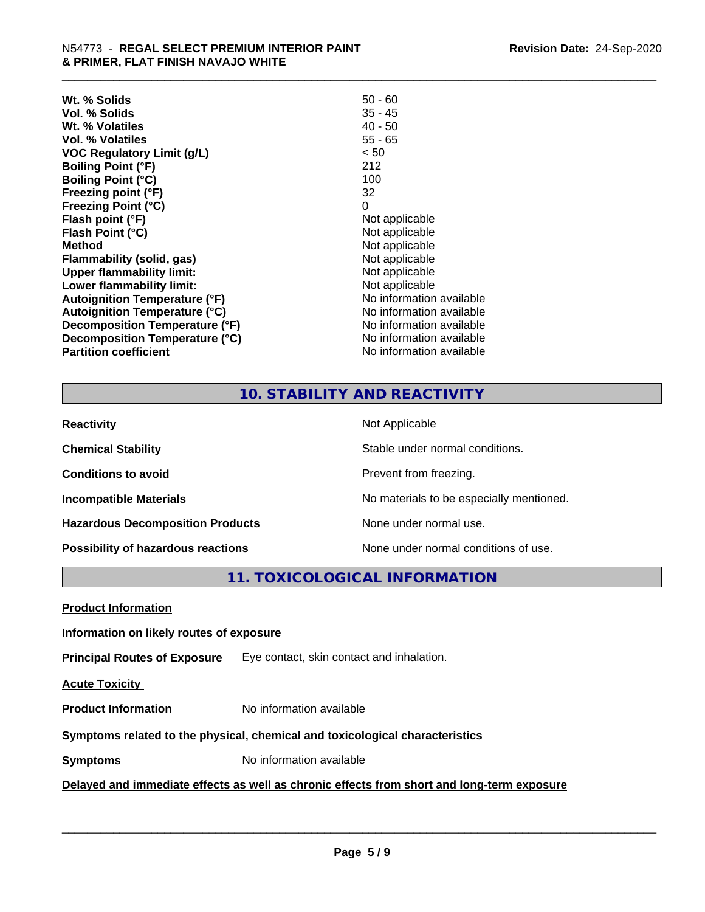| | |
|---|---|
| **Wt. % Solids** | 50 - 60 |
| **Vol. % Solids** | 35 - 45 |
| **Wt. % Volatiles** | 40 - 50 |
| **Vol. % Volatiles** | 55 - 65 |
| **VOC Regulatory Limit (g/L)** | < 50 |
| **Boiling Point (°F)** | 212 |
| **Boiling Point (°C)** | 100 |
| **Freezing point (°F)** | 32 |
| **Freezing Point (°C)** | 0 |
| **Flash point (°F)** | Not applicable |
| **Flash Point (°C)** | Not applicable |
| **Method** | Not applicable |
| **Flammability (solid, gas)** | Not applicable |
| **Upper flammability limit:** | Not applicable |
| **Lower flammability limit:** | Not applicable |
| **Autoignition Temperature (°F)** | No information available |
| **Autoignition Temperature (°C)** | No information available |
| **Decomposition Temperature (°F)** | No information available |
| **Decomposition Temperature (°C)** | No information available |
| **Partition coefficient** | No information available |

## 10. STABILITY AND REACTIVITY

| | |
|---|---|
| **Reactivity** | Not Applicable |
| **Chemical Stability** | Stable under normal conditions. |
| **Conditions to avoid** | Prevent from freezing. |
| **Incompatible Materials** | No materials to be especially mentioned. |
| **Hazardous Decomposition Products** | None under normal use. |
| **Possibility of hazardous reactions** | None under normal conditions of use. |

## 11. TOXICOLOGICAL INFORMATION

**Product Information**

**Information on likely routes of exposure**

**Principal Routes of Exposure** Eye contact, skin contact and inhalation.

**Acute Toxicity**

**Product Information** No information available

**Symptoms related to the physical, chemical and toxicological characteristics**

**Symptoms** No information available

**Delayed and immediate effects as well as chronic effects from short and long-term exposure**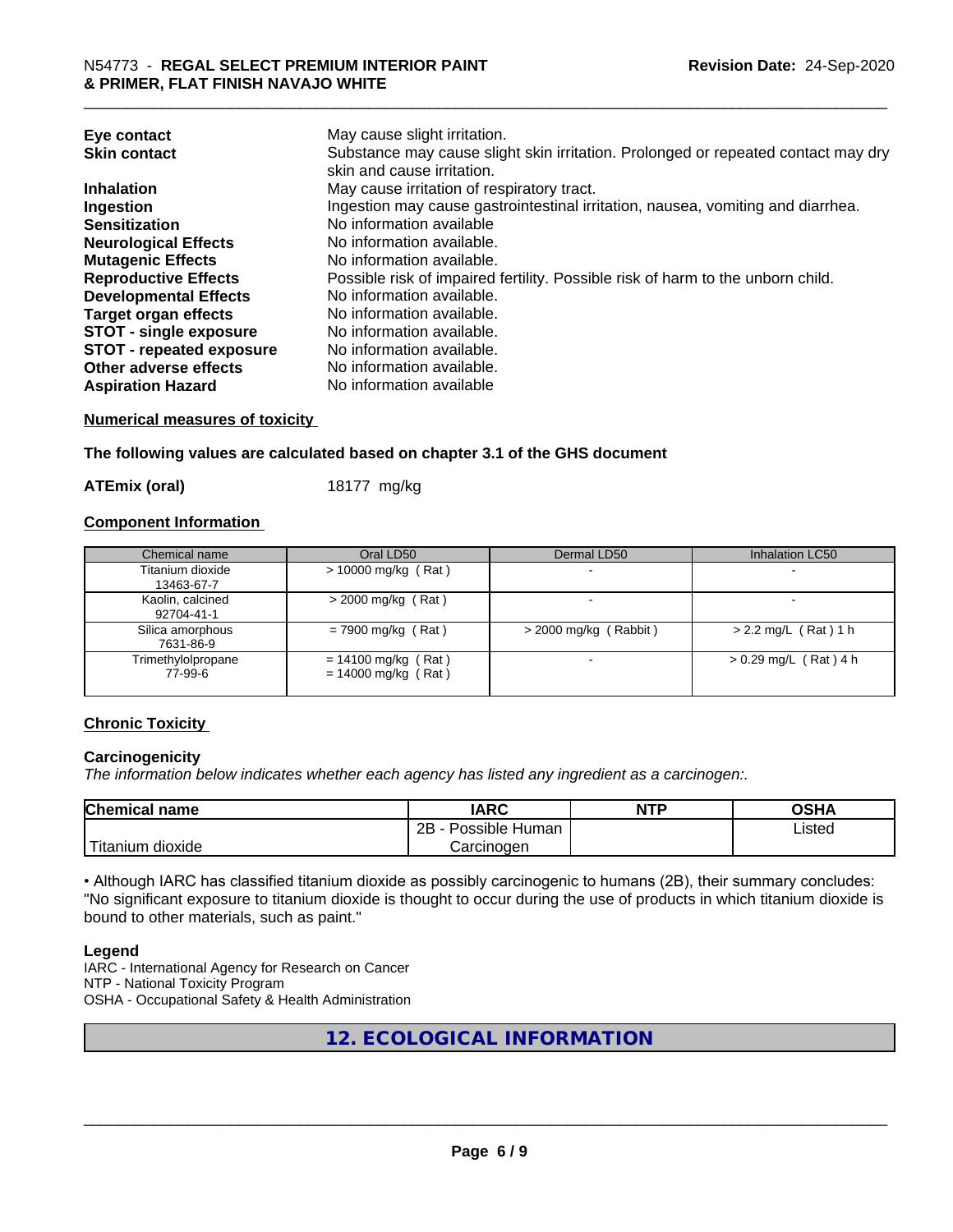| | |
|---|---|
| **Eye contact** | May cause slight irritation. |
| **Skin contact** | Substance may cause slight skin irritation. Prolonged or repeated contact may dry skin and cause irritation. |
| **Inhalation** | May cause irritation of respiratory tract. |
| **Ingestion** | Ingestion may cause gastrointestinal irritation, nausea, vomiting and diarrhea. |
| **Sensitization** | No information available |
| **Neurological Effects** | No information available. |
| **Mutagenic Effects** | No information available. |
| **Reproductive Effects** | Possible risk of impaired fertility. Possible risk of harm to the unborn child. |
| **Developmental Effects** | No information available. |
| **Target organ effects** | No information available. |
| **STOT - single exposure** | No information available. |
| **STOT - repeated exposure** | No information available. |
| **Other adverse effects** | No information available. |
| **Aspiration Hazard** | No information available |

**Numerical measures of toxicity**

**The following values are calculated based on chapter 3.1 of the GHS document**

**ATEmix (oral)** 18177 mg/kg

**Component Information**

| Chemical name | Oral LD50 | Dermal LD50 | Inhalation LC50 |
|---|---|---|---|
| Titanium dioxide 13463-67-7 | > 10000 mg/kg ( Rat ) | - | - |
| Kaolin, calcined 92704-41-1 | > 2000 mg/kg ( Rat ) | - | - |
| Silica amorphous 7631-86-9 | = 7900 mg/kg ( Rat ) | > 2000 mg/kg ( Rabbit ) | > 2.2 mg/L ( Rat ) 1 h |
| Trimethylolpropane 77-99-6 | = 14100 mg/kg ( Rat ) = 14000 mg/kg ( Rat ) | - | > 0.29 mg/L ( Rat ) 4 h |

**Chronic Toxicity**

**Carcinogenicity**

*The information below indicates whether each agency has listed any ingredient as a carcinogen:.*

| Chemical name | IARC | NTP | OSHA |
|---|---|---|---|
| Titanium dioxide | 2B - Possible Human Carcinogen | | Listed |

• Although IARC has classified titanium dioxide as possibly carcinogenic to humans (2B), their summary concludes: "No significant exposure to titanium dioxide is thought to occur during the use of products in which titanium dioxide is bound to other materials, such as paint."

**Legend**

IARC - International Agency for Research on Cancer
NTP - National Toxicity Program
OSHA - Occupational Safety & Health Administration

## 12. ECOLOGICAL INFORMATION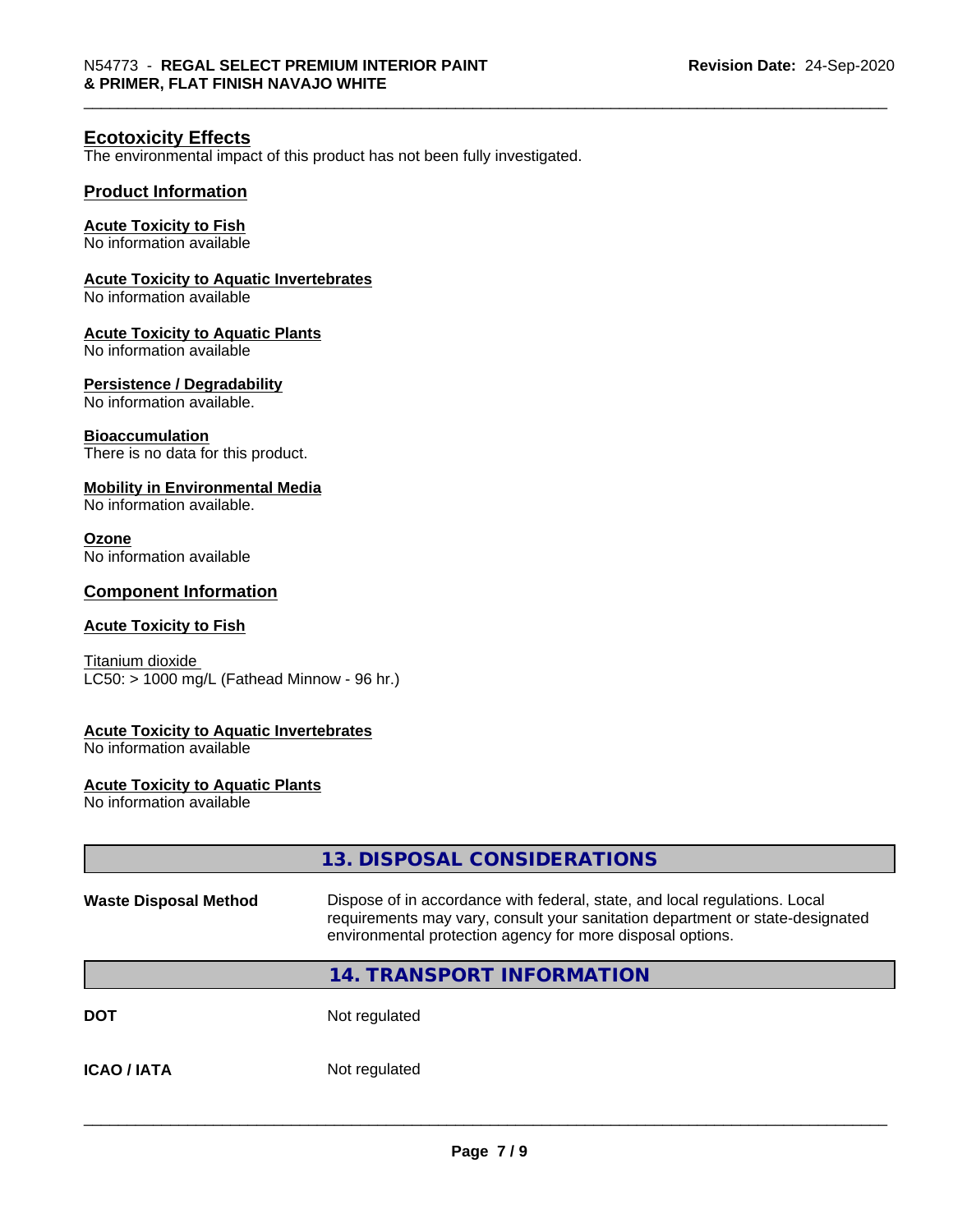## Ecotoxicity Effects

The environmental impact of this product has not been fully investigated.

### Product Information

**Acute Toxicity to Fish**
No information available

**Acute Toxicity to Aquatic Invertebrates**
No information available

**Acute Toxicity to Aquatic Plants**
No information available

**Persistence / Degradability**
No information available.

**Bioaccumulation**
There is no data for this product.

**Mobility in Environmental Media**
No information available.

**Ozone**
No information available

### Component Information

**Acute Toxicity to Fish**

Titanium dioxide
LC50: > 1000 mg/L (Fathead Minnow - 96 hr.)

**Acute Toxicity to Aquatic Invertebrates**
No information available

**Acute Toxicity to Aquatic Plants**
No information available

## 13. DISPOSAL CONSIDERATIONS

| | |
|---|---|
| **Waste Disposal Method** | Dispose of in accordance with federal, state, and local regulations. Local requirements may vary, consult your sanitation department or state-designated environmental protection agency for more disposal options. |

## 14. TRANSPORT INFORMATION

| | |
|---|---|
| **DOT** | Not regulated |
| **ICAO / IATA** | Not regulated |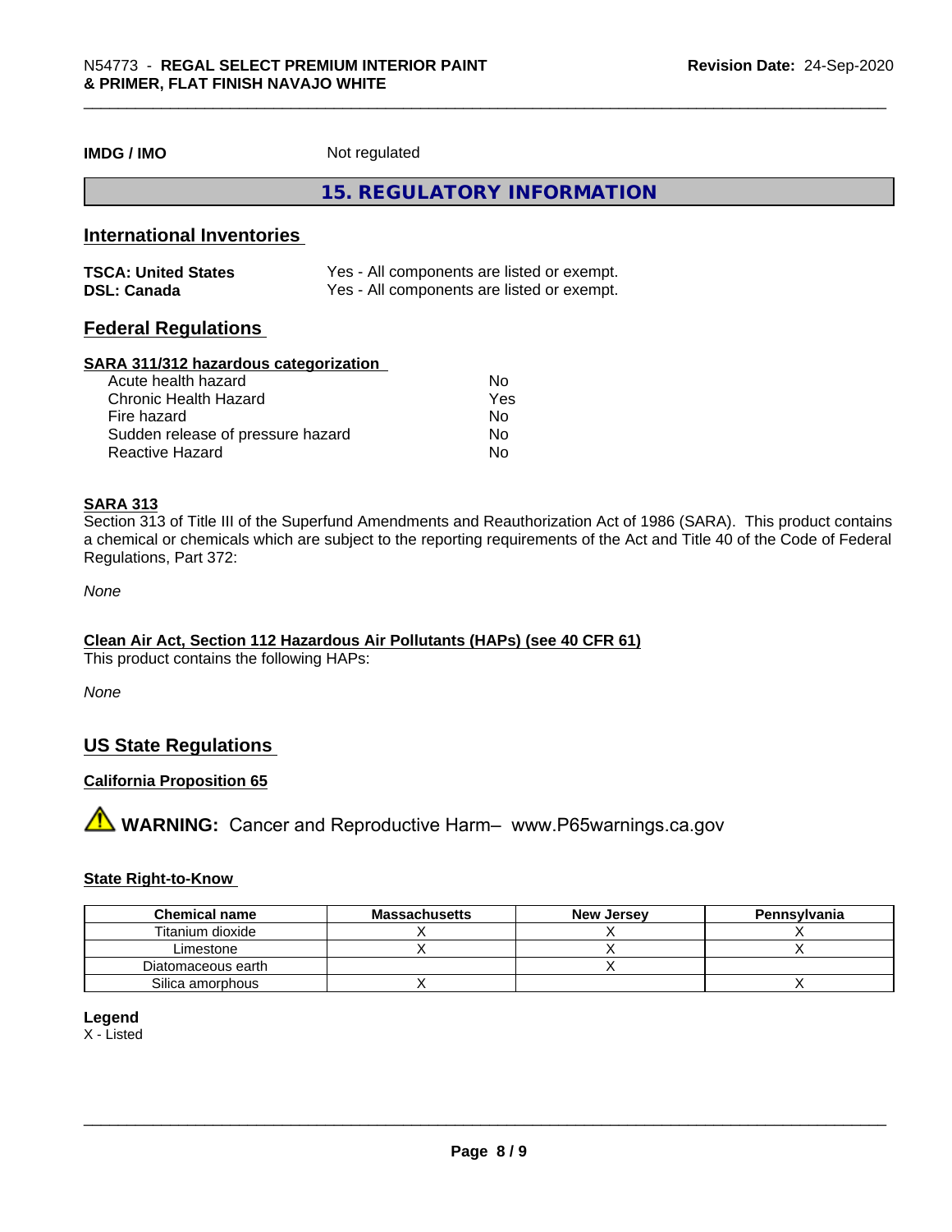**IMDG / IMO** Not regulated

## 15. REGULATORY INFORMATION

### International Inventories

| | |
|---|---|
| **TSCA: United States** | Yes - All components are listed or exempt. |
| **DSL: Canada** | Yes - All components are listed or exempt. |

### Federal Regulations

**SARA 311/312 hazardous categorization**

| | |
|---|---|
| Acute health hazard | No |
| Chronic Health Hazard | Yes |
| Fire hazard | No |
| Sudden release of pressure hazard | No |
| Reactive Hazard | No |

**SARA 313**

Section 313 of Title III of the Superfund Amendments and Reauthorization Act of 1986 (SARA). This product contains a chemical or chemicals which are subject to the reporting requirements of the Act and Title 40 of the Code of Federal Regulations, Part 372:

*None*

**Clean Air Act, Section 112 Hazardous Air Pollutants (HAPs) (see 40 CFR 61)**

This product contains the following HAPs:

*None*

### US State Regulations

**California Proposition 65**

⚠ **WARNING:** Cancer and Reproductive Harm– www.P65warnings.ca.gov

**State Right-to-Know**

| Chemical name | Massachusetts | New Jersey | Pennsylvania |
|---|---|---|---|
| Titanium dioxide | X | X | X |
| Limestone | X | X | X |
| Diatomaceous earth | | X | |
| Silica amorphous | X | | X |

**Legend**

X - Listed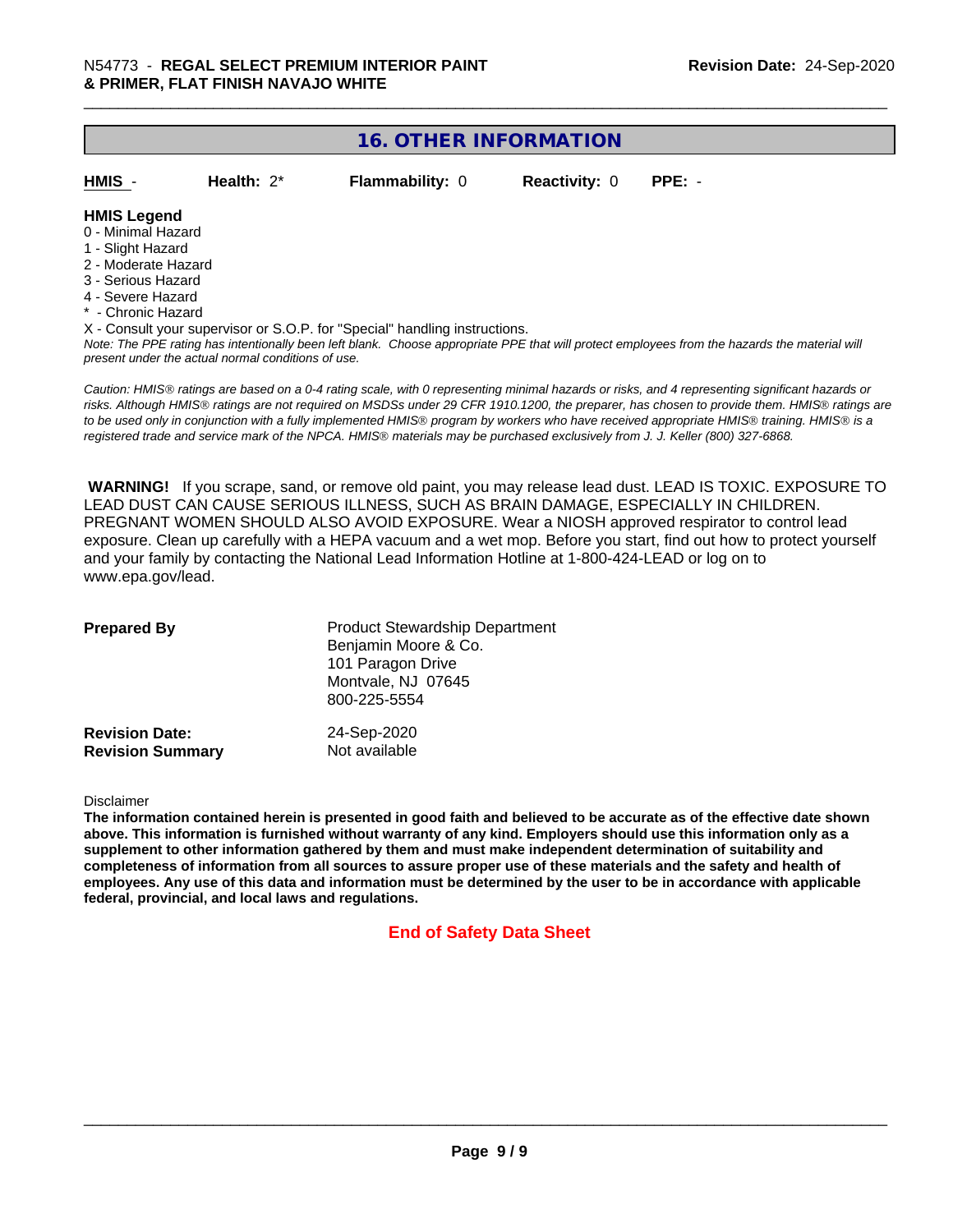## 16. OTHER INFORMATION

| | | | | |
|---|---|---|---|---|
| **HMIS** - | **Health:** 2* | **Flammability:** 0 | **Reactivity:** 0 | **PPE:** - |

**HMIS Legend**

0 - Minimal Hazard
1 - Slight Hazard
2 - Moderate Hazard
3 - Serious Hazard
4 - Severe Hazard
* - Chronic Hazard
X - Consult your supervisor or S.O.P. for "Special" handling instructions.

*Note: The PPE rating has intentionally been left blank. Choose appropriate PPE that will protect employees from the hazards the material will present under the actual normal conditions of use.*

*Caution: HMIS® ratings are based on a 0-4 rating scale, with 0 representing minimal hazards or risks, and 4 representing significant hazards or risks. Although HMIS® ratings are not required on MSDSs under 29 CFR 1910.1200, the preparer, has chosen to provide them. HMIS® ratings are to be used only in conjunction with a fully implemented HMIS® program by workers who have received appropriate HMIS® training. HMIS® is a registered trade and service mark of the NPCA. HMIS® materials may be purchased exclusively from J. J. Keller (800) 327-6868.*

**WARNING!** If you scrape, sand, or remove old paint, you may release lead dust. LEAD IS TOXIC. EXPOSURE TO LEAD DUST CAN CAUSE SERIOUS ILLNESS, SUCH AS BRAIN DAMAGE, ESPECIALLY IN CHILDREN. PREGNANT WOMEN SHOULD ALSO AVOID EXPOSURE. Wear a NIOSH approved respirator to control lead exposure. Clean up carefully with a HEPA vacuum and a wet mop. Before you start, find out how to protect yourself and your family by contacting the National Lead Information Hotline at 1-800-424-LEAD or log on to www.epa.gov/lead.

**Prepared By**
Product Stewardship Department
Benjamin Moore & Co.
101 Paragon Drive
Montvale, NJ 07645
800-225-5554

**Revision Date:** 24-Sep-2020
**Revision Summary** Not available

Disclaimer

**The information contained herein is presented in good faith and believed to be accurate as of the effective date shown above. This information is furnished without warranty of any kind. Employers should use this information only as a supplement to other information gathered by them and must make independent determination of suitability and completeness of information from all sources to assure proper use of these materials and the safety and health of employees. Any use of this data and information must be determined by the user to be in accordance with applicable federal, provincial, and local laws and regulations.**

**End of Safety Data Sheet**